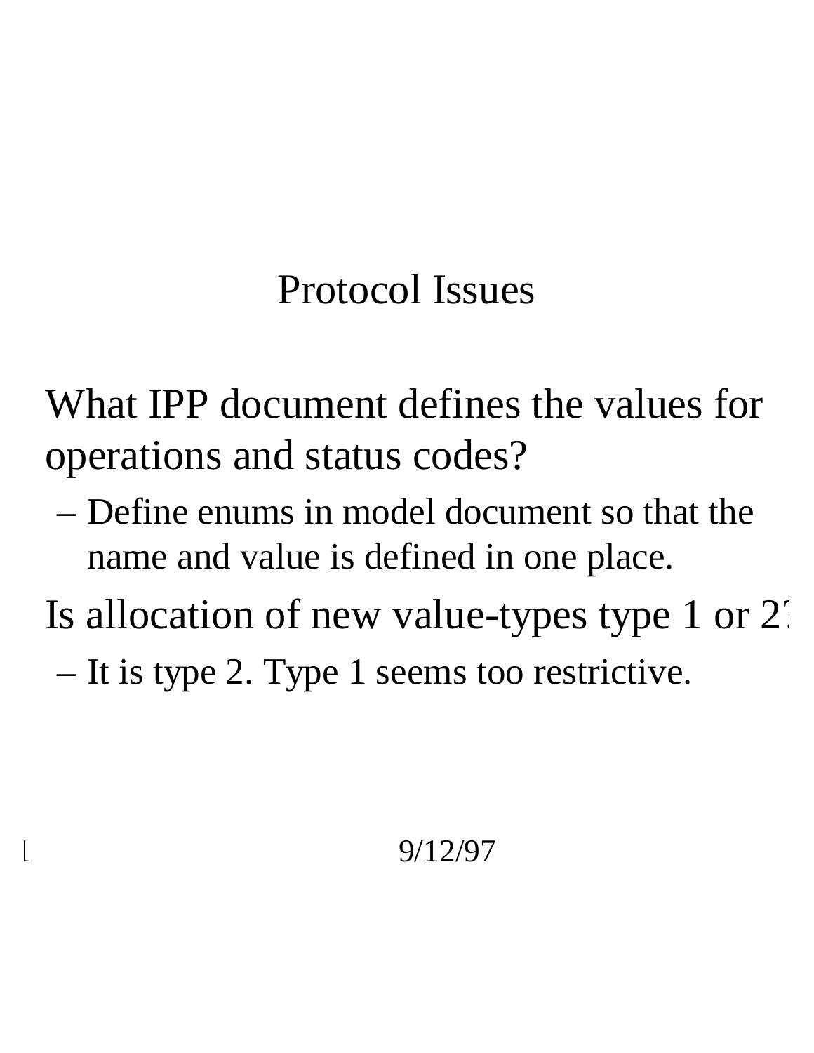# Protocol Issues

What IPP document defines the values for operations and status codes?

– Define enums in model document so that the name and value is defined in one place.

Is allocation of new value-types type 1 or 2?

– It is type 2. Type 1 seems too restrictive.

9/12/97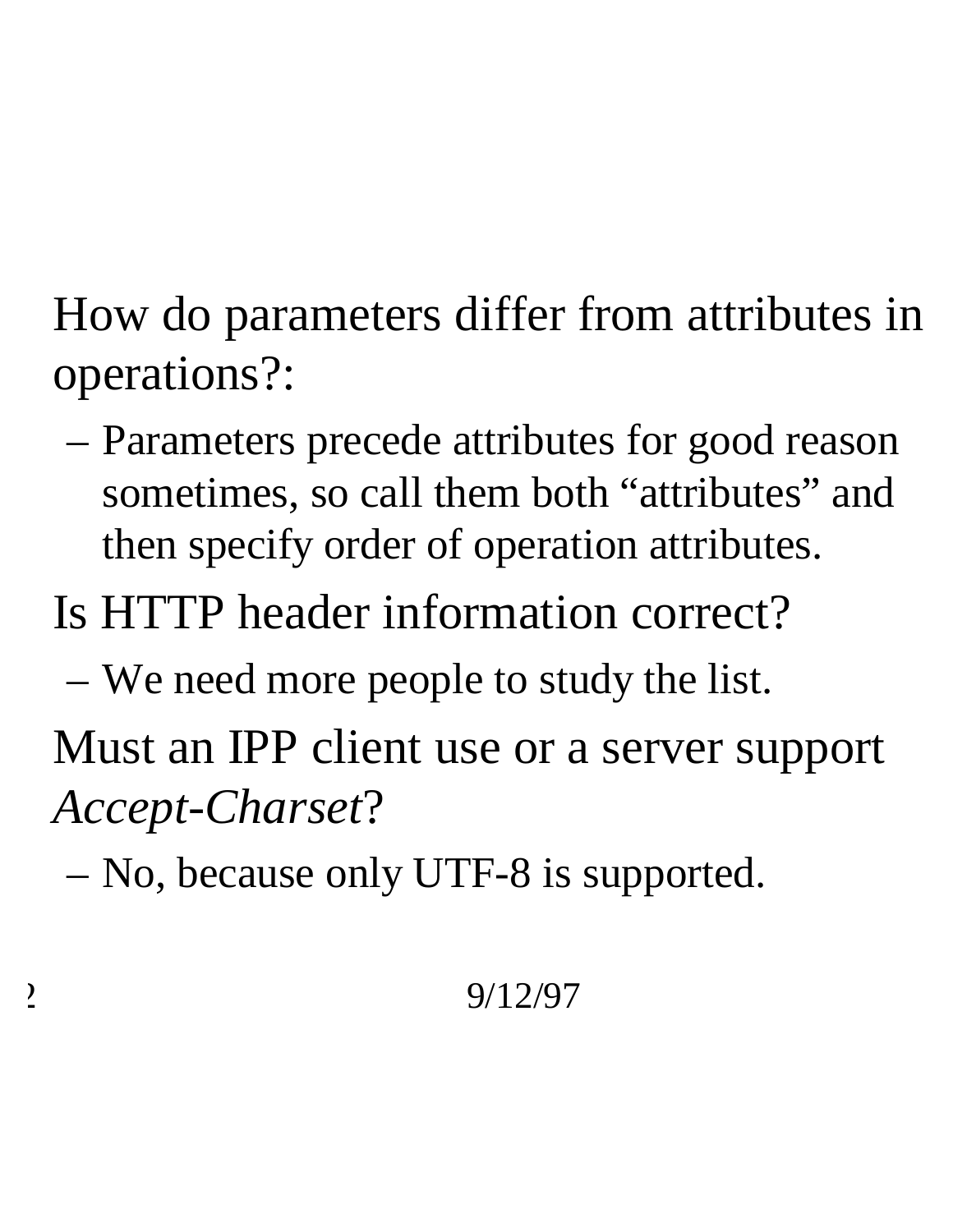- How do parameters differ from attributes in operations?:
  - Parameters precede attributes for good reason sometimes, so call them both “attributes” and then specify order of operation attributes.
- Is HTTP header information correct?
  - We need more people to study the list.
- Must an IPP client use or a server support *Accept-Charset*?
  - No, because only UTF-8 is supported.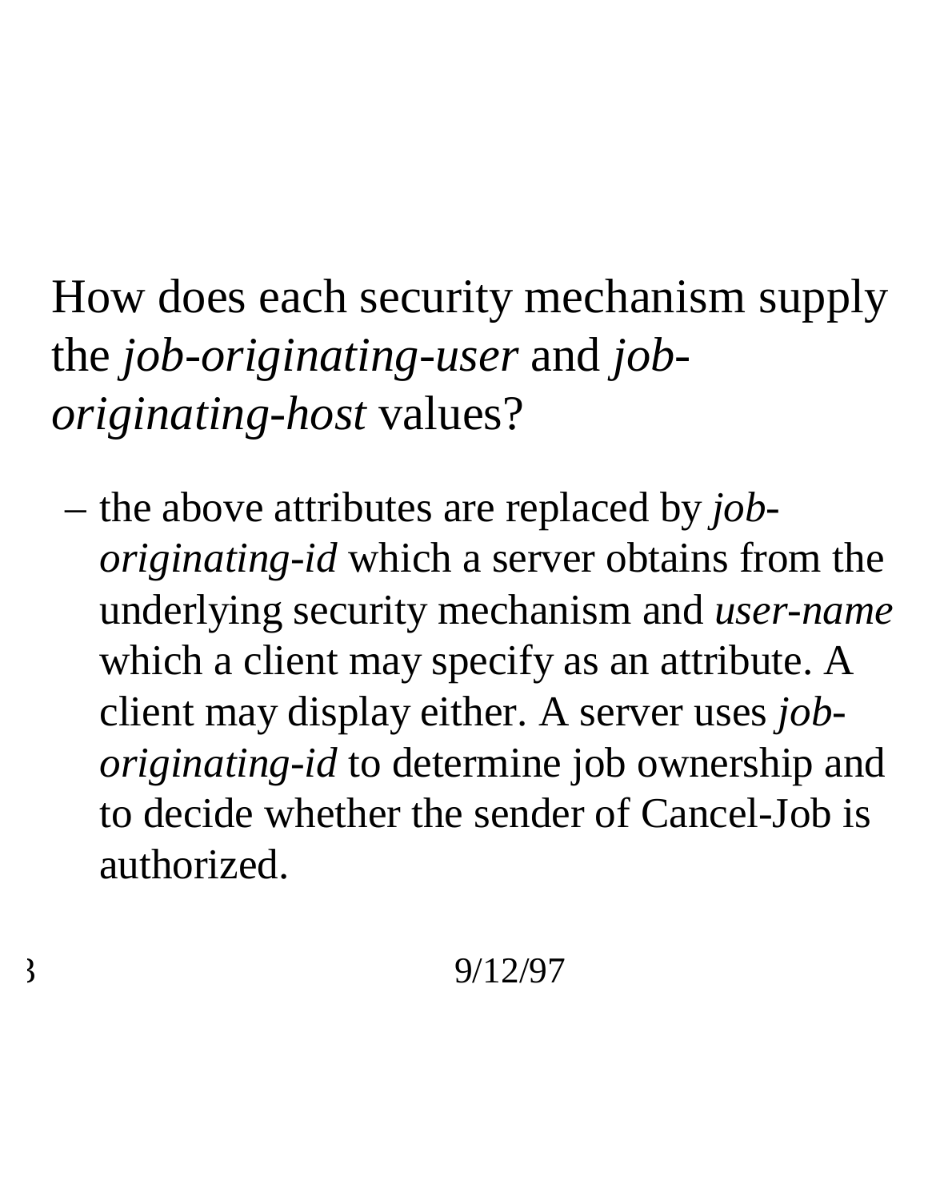How does each security mechanism supply the *job-originating-user* and *job-originating-host* values?

- the above attributes are replaced by *job-originating-id* which a server obtains from the underlying security mechanism and *user-name* which a client may specify as an attribute. A client may display either. A server uses *job-originating-id* to determine job ownership and to decide whether the sender of Cancel-Job is authorized.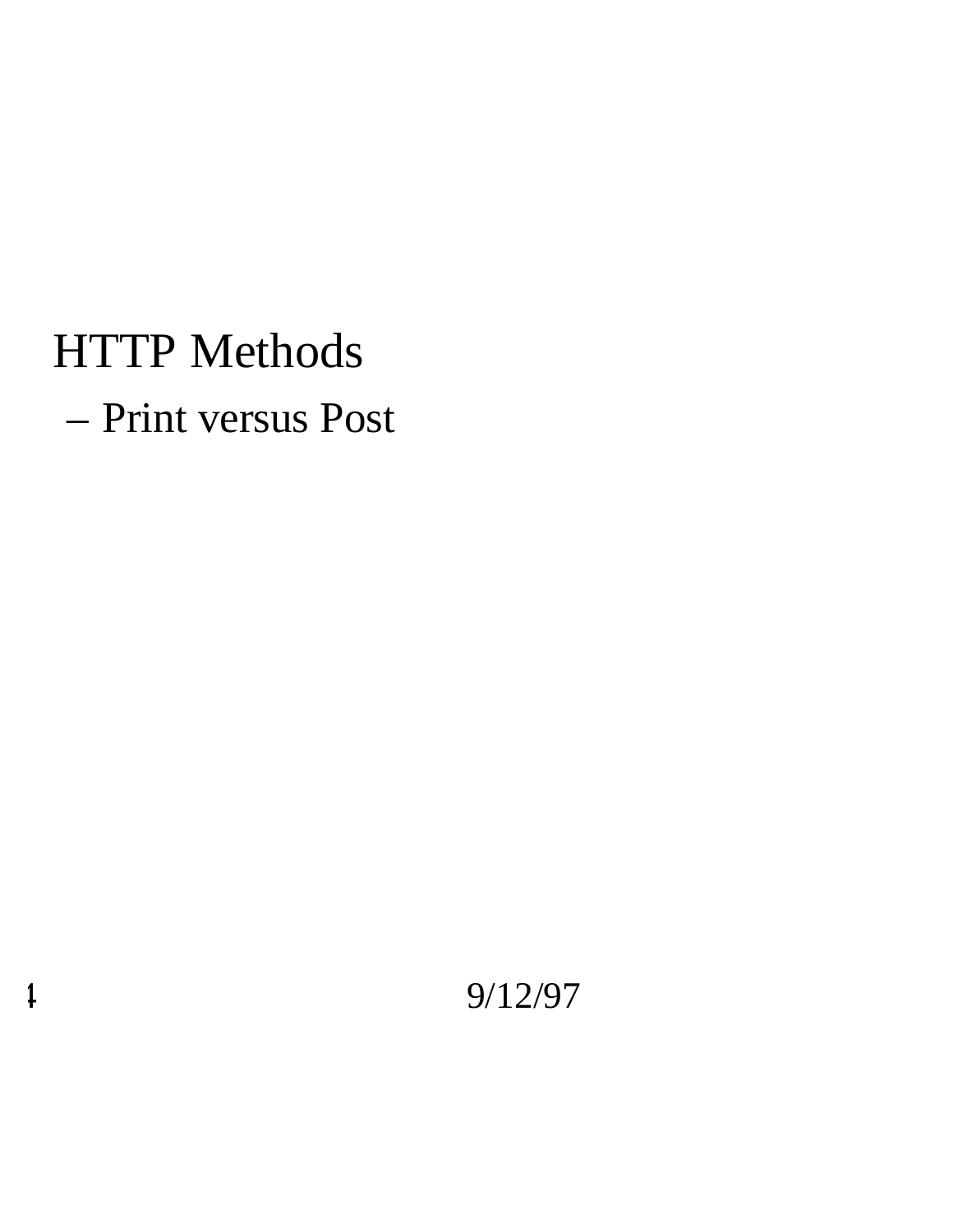HTTP Methods

– Print versus Post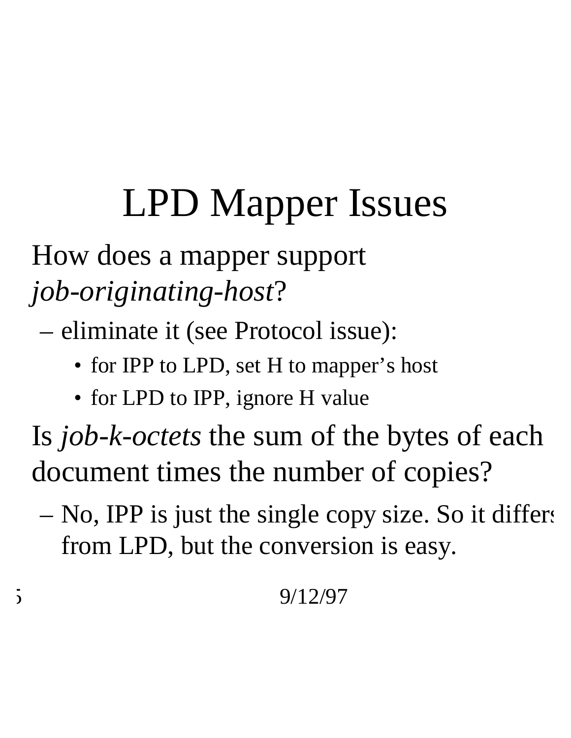# LPD Mapper Issues

How does a mapper support *job-originating-host*?

- eliminate it (see Protocol issue):
  - for IPP to LPD, set H to mapper's host
  - for LPD to IPP, ignore H value

Is *job-k-octets* the sum of the bytes of each document times the number of copies?

- No, IPP is just the single copy size. So it differs from LPD, but the conversion is easy.

9/12/97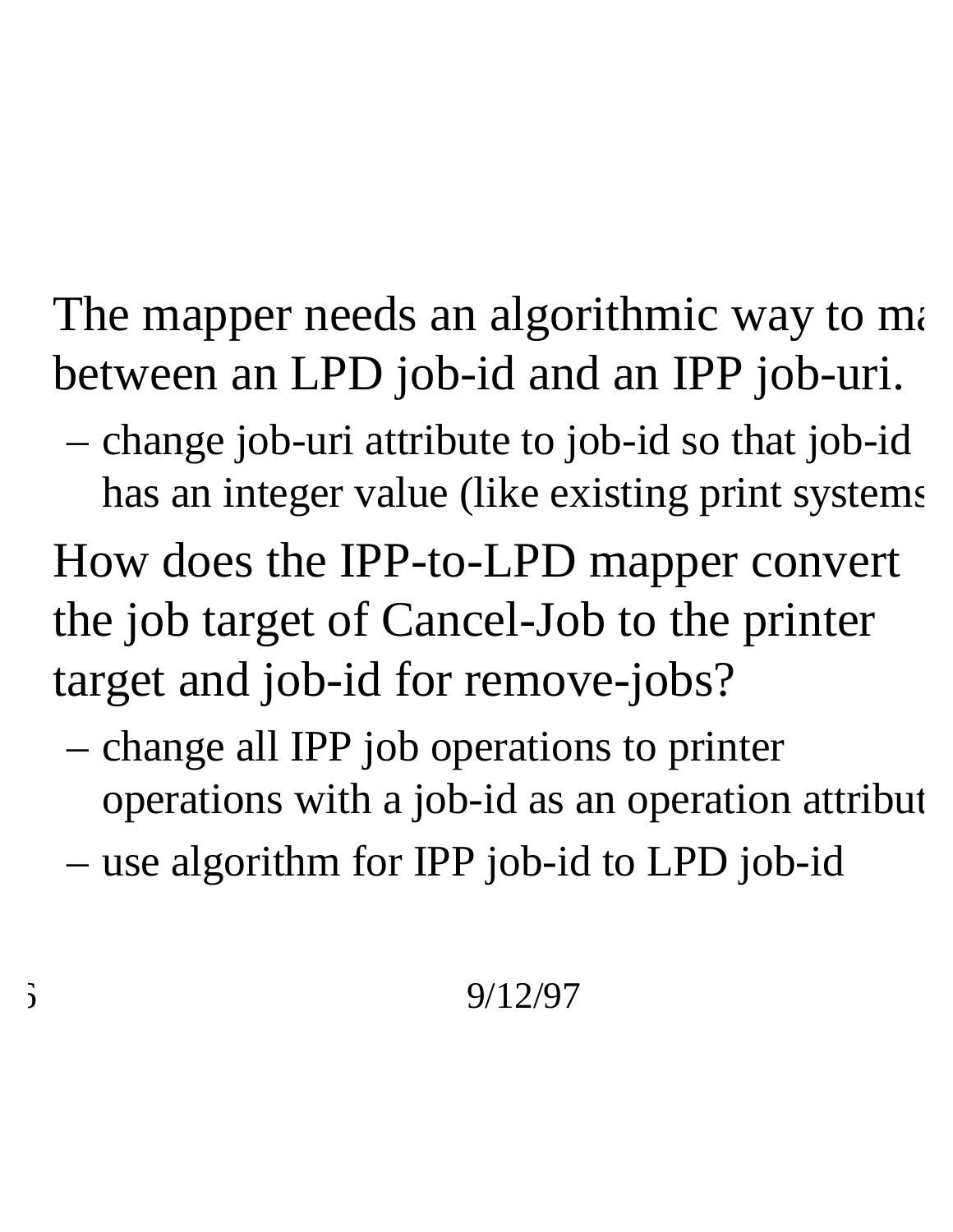- The mapper needs an algorithmic way to ma between an LPD job-id and an IPP job-uri.
  - change job-uri attribute to job-id so that job-id has an integer value (like existing print systems
- How does the IPP-to-LPD mapper convert the job target of Cancel-Job to the printer target and job-id for remove-jobs?
  - change all IPP job operations to printer operations with a job-id as an operation attribut
  - use algorithm for IPP job-id to LPD job-id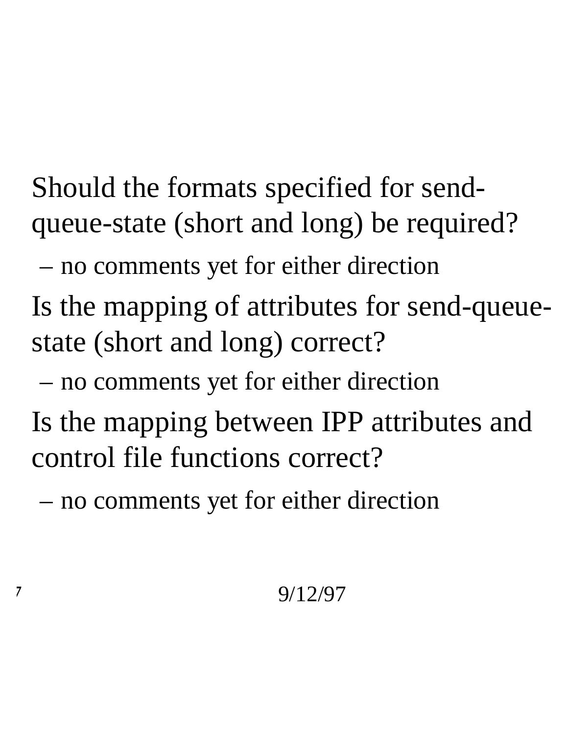- Should the formats specified for send-queue-state (short and long) be required?
  - no comments yet for either direction
- Is the mapping of attributes for send-queue-state (short and long) correct?
  - no comments yet for either direction
- Is the mapping between IPP attributes and control file functions correct?
  - no comments yet for either direction

9/12/97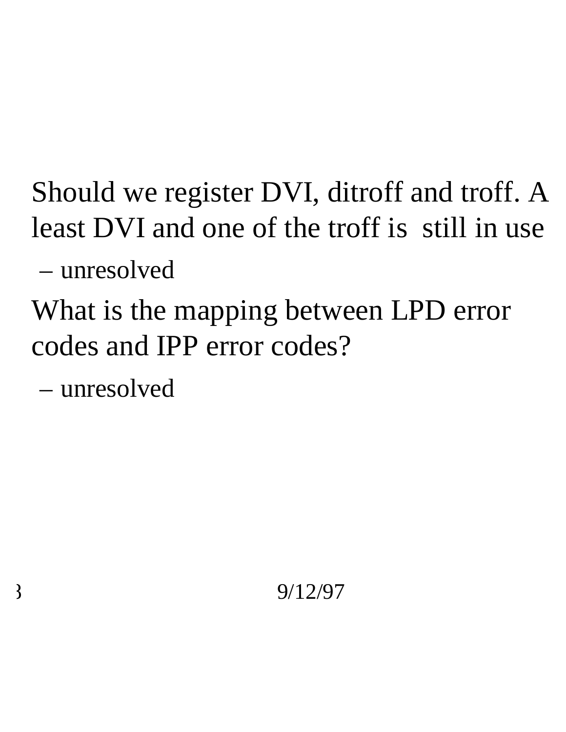- Should we register DVI, ditroff and troff. A least DVI and one of the troff is still in use
  - unresolved
- What is the mapping between LPD error codes and IPP error codes?
  - unresolved